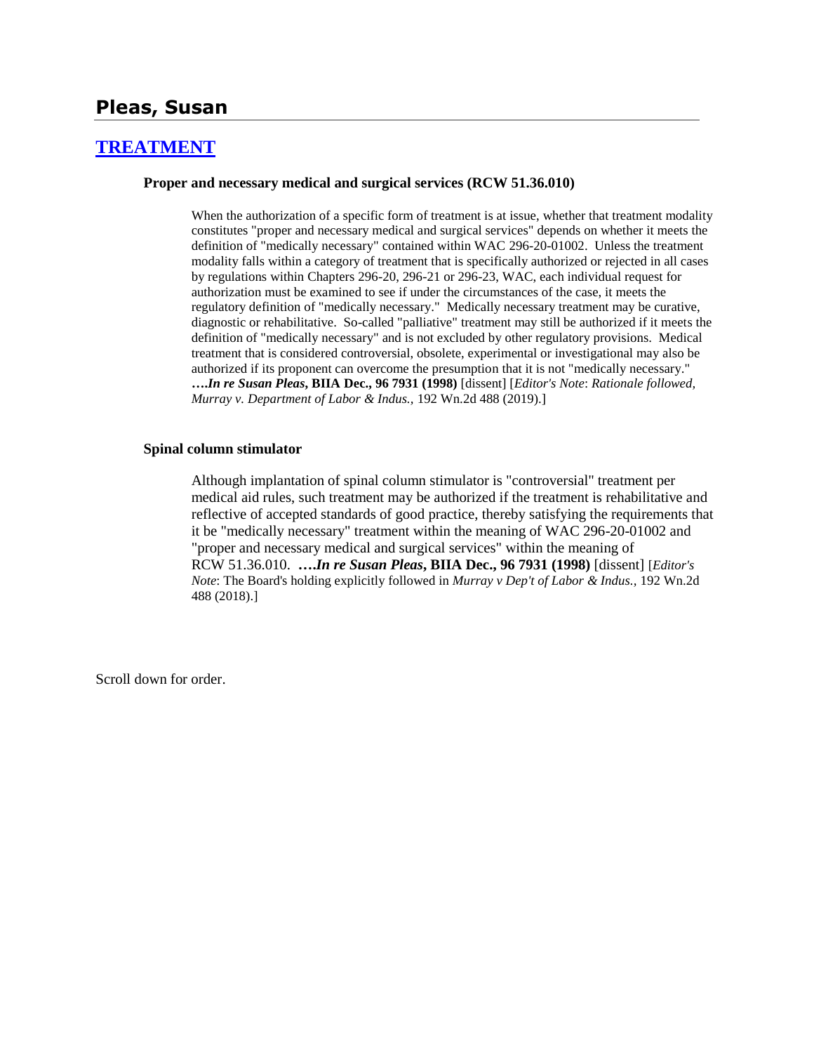# Pleas, Susan

## [TREATMENT]

**Proper and necessary medical and surgical services (RCW 51.36.010)**

When the authorization of a specific form of treatment is at issue, whether that treatment modality constitutes "proper and necessary medical and surgical services" depends on whether it meets the definition of "medically necessary" contained within WAC 296-20-01002. Unless the treatment modality falls within a category of treatment that is specifically authorized or rejected in all cases by regulations within Chapters 296-20, 296-21 or 296-23, WAC, each individual request for authorization must be examined to see if under the circumstances of the case, it meets the regulatory definition of "medically necessary." Medically necessary treatment may be curative, diagnostic or rehabilitative. So-called "palliative" treatment may still be authorized if it meets the definition of "medically necessary" and is not excluded by other regulatory provisions. Medical treatment that is considered controversial, obsolete, experimental or investigational may also be authorized if its proponent can overcome the presumption that it is not "medically necessary." ***….In re Susan Pleas*, BIIA Dec., 96 7931 (1998)** [dissent] [*Editor's Note*: *Rationale followed, Murray v. Department of Labor & Indus.,* 192 Wn.2d 488 (2019).]

**Spinal column stimulator**

Although implantation of spinal column stimulator is "controversial" treatment per medical aid rules, such treatment may be authorized if the treatment is rehabilitative and reflective of accepted standards of good practice, thereby satisfying the requirements that it be "medically necessary" treatment within the meaning of WAC 296-20-01002 and "proper and necessary medical and surgical services" within the meaning of RCW 51.36.010. ***….In re Susan Pleas*, BIIA Dec., 96 7931 (1998)** [dissent] [*Editor's Note*: The Board's holding explicitly followed in *Murray v Dep't of Labor & Indus.,* 192 Wn.2d 488 (2018).]

Scroll down for order.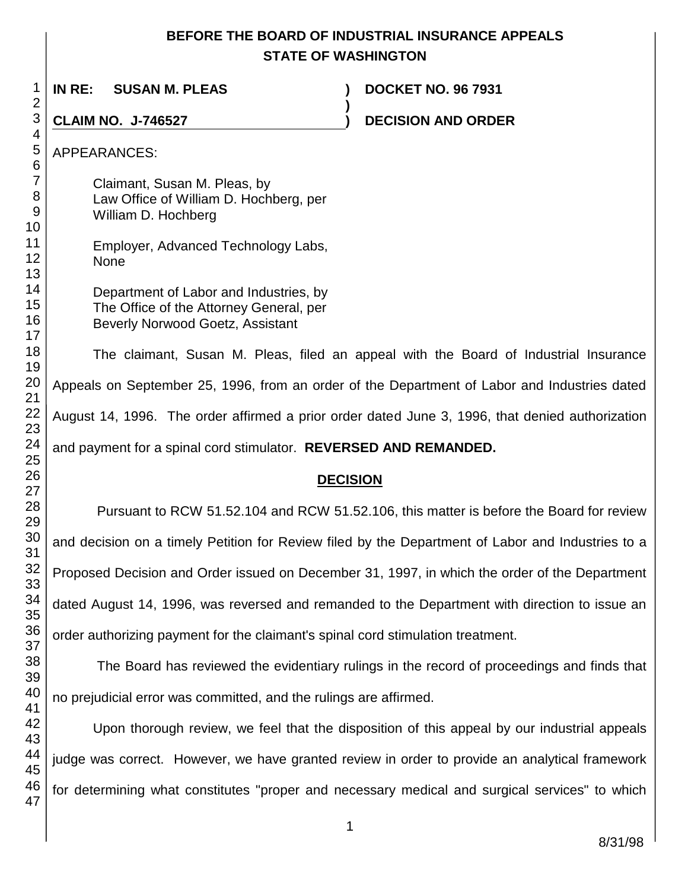# BEFORE THE BOARD OF INDUSTRIAL INSURANCE APPEALS
## STATE OF WASHINGTON

**IN RE: SUSAN M. PLEAS** ) **DOCKET NO. 96 7931**
)
**CLAIM NO. J-746527** ) **DECISION AND ORDER**

APPEARANCES:

Claimant, Susan M. Pleas, by
Law Office of William D. Hochberg, per
William D. Hochberg

Employer, Advanced Technology Labs,
None

Department of Labor and Industries, by
The Office of the Attorney General, per
Beverly Norwood Goetz, Assistant

The claimant, Susan M. Pleas, filed an appeal with the Board of Industrial Insurance Appeals on September 25, 1996, from an order of the Department of Labor and Industries dated August 14, 1996. The order affirmed a prior order dated June 3, 1996, that denied authorization and payment for a spinal cord stimulator. **REVERSED AND REMANDED.**

## DECISION

Pursuant to RCW 51.52.104 and RCW 51.52.106, this matter is before the Board for review and decision on a timely Petition for Review filed by the Department of Labor and Industries to a Proposed Decision and Order issued on December 31, 1997, in which the order of the Department dated August 14, 1996, was reversed and remanded to the Department with direction to issue an order authorizing payment for the claimant's spinal cord stimulation treatment.

The Board has reviewed the evidentiary rulings in the record of proceedings and finds that no prejudicial error was committed, and the rulings are affirmed.

Upon thorough review, we feel that the disposition of this appeal by our industrial appeals judge was correct. However, we have granted review in order to provide an analytical framework for determining what constitutes "proper and necessary medical and surgical services" to which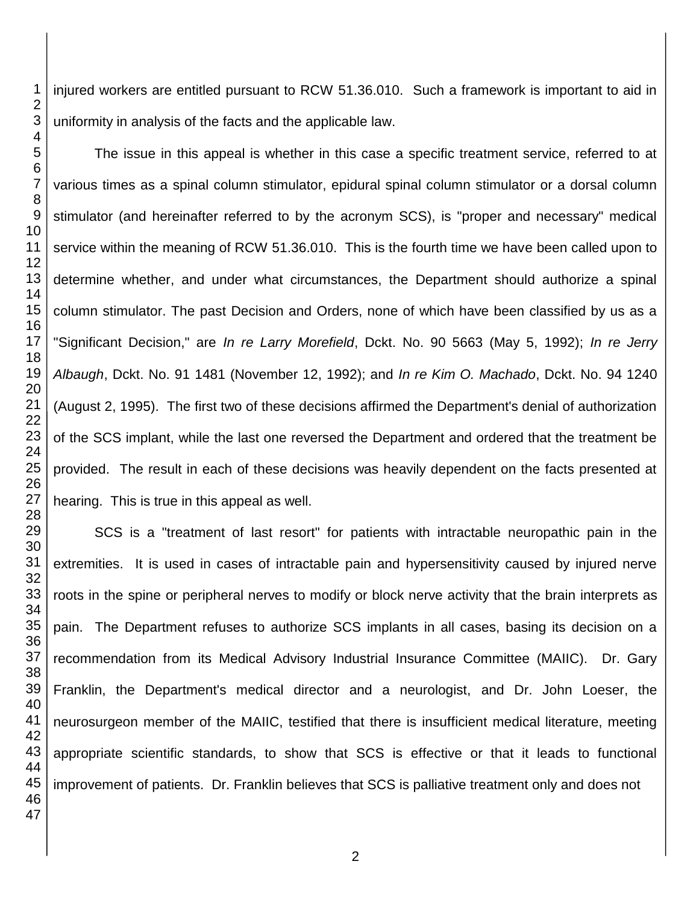injured workers are entitled pursuant to RCW 51.36.010. Such a framework is important to aid in uniformity in analysis of the facts and the applicable law.

The issue in this appeal is whether in this case a specific treatment service, referred to at various times as a spinal column stimulator, epidural spinal column stimulator or a dorsal column stimulator (and hereinafter referred to by the acronym SCS), is "proper and necessary" medical service within the meaning of RCW 51.36.010. This is the fourth time we have been called upon to determine whether, and under what circumstances, the Department should authorize a spinal column stimulator. The past Decision and Orders, none of which have been classified by us as a "Significant Decision," are *In re Larry Morefield*, Dckt. No. 90 5663 (May 5, 1992); *In re Jerry Albaugh*, Dckt. No. 91 1481 (November 12, 1992); and *In re Kim O. Machado*, Dckt. No. 94 1240 (August 2, 1995). The first two of these decisions affirmed the Department's denial of authorization of the SCS implant, while the last one reversed the Department and ordered that the treatment be provided. The result in each of these decisions was heavily dependent on the facts presented at hearing. This is true in this appeal as well.

SCS is a "treatment of last resort" for patients with intractable neuropathic pain in the extremities. It is used in cases of intractable pain and hypersensitivity caused by injured nerve roots in the spine or peripheral nerves to modify or block nerve activity that the brain interprets as pain. The Department refuses to authorize SCS implants in all cases, basing its decision on a recommendation from its Medical Advisory Industrial Insurance Committee (MAIIC). Dr. Gary Franklin, the Department's medical director and a neurologist, and Dr. John Loeser, the neurosurgeon member of the MAIIC, testified that there is insufficient medical literature, meeting appropriate scientific standards, to show that SCS is effective or that it leads to functional improvement of patients. Dr. Franklin believes that SCS is palliative treatment only and does not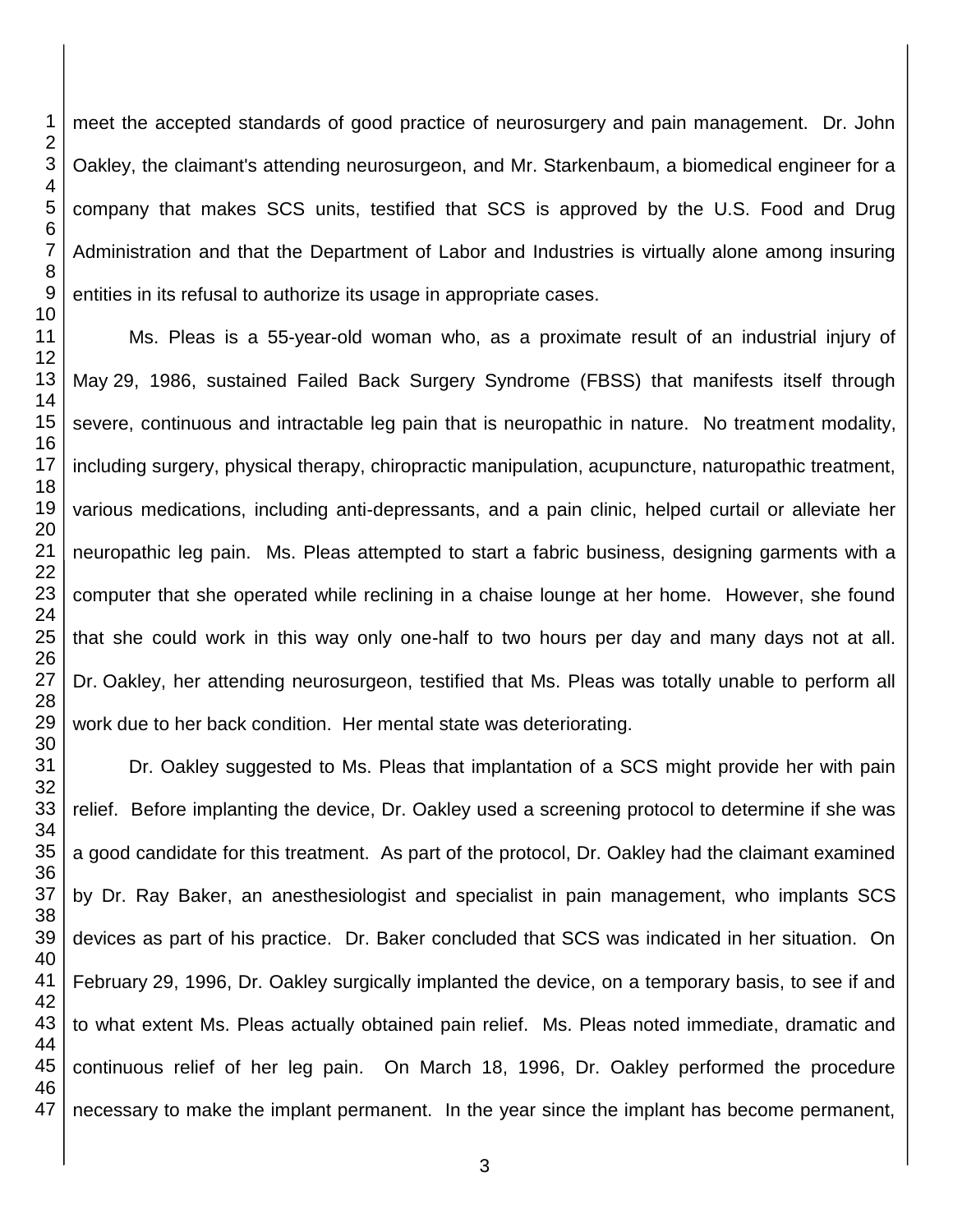meet the accepted standards of good practice of neurosurgery and pain management. Dr. John Oakley, the claimant's attending neurosurgeon, and Mr. Starkenbaum, a biomedical engineer for a company that makes SCS units, testified that SCS is approved by the U.S. Food and Drug Administration and that the Department of Labor and Industries is virtually alone among insuring entities in its refusal to authorize its usage in appropriate cases.

Ms. Pleas is a 55-year-old woman who, as a proximate result of an industrial injury of May 29, 1986, sustained Failed Back Surgery Syndrome (FBSS) that manifests itself through severe, continuous and intractable leg pain that is neuropathic in nature. No treatment modality, including surgery, physical therapy, chiropractic manipulation, acupuncture, naturopathic treatment, various medications, including anti-depressants, and a pain clinic, helped curtail or alleviate her neuropathic leg pain. Ms. Pleas attempted to start a fabric business, designing garments with a computer that she operated while reclining in a chaise lounge at her home. However, she found that she could work in this way only one-half to two hours per day and many days not at all. Dr. Oakley, her attending neurosurgeon, testified that Ms. Pleas was totally unable to perform all work due to her back condition. Her mental state was deteriorating.

Dr. Oakley suggested to Ms. Pleas that implantation of a SCS might provide her with pain relief. Before implanting the device, Dr. Oakley used a screening protocol to determine if she was a good candidate for this treatment. As part of the protocol, Dr. Oakley had the claimant examined by Dr. Ray Baker, an anesthesiologist and specialist in pain management, who implants SCS devices as part of his practice. Dr. Baker concluded that SCS was indicated in her situation. On February 29, 1996, Dr. Oakley surgically implanted the device, on a temporary basis, to see if and to what extent Ms. Pleas actually obtained pain relief. Ms. Pleas noted immediate, dramatic and continuous relief of her leg pain. On March 18, 1996, Dr. Oakley performed the procedure necessary to make the implant permanent. In the year since the implant has become permanent,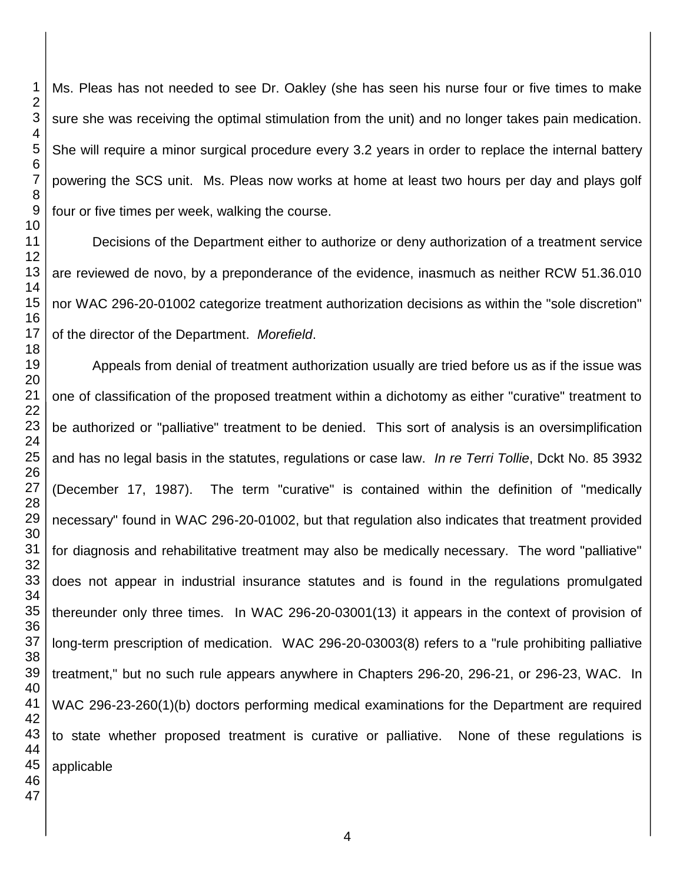Ms. Pleas has not needed to see Dr. Oakley (she has seen his nurse four or five times to make sure she was receiving the optimal stimulation from the unit) and no longer takes pain medication. She will require a minor surgical procedure every 3.2 years in order to replace the internal battery powering the SCS unit. Ms. Pleas now works at home at least two hours per day and plays golf four or five times per week, walking the course.

Decisions of the Department either to authorize or deny authorization of a treatment service are reviewed de novo, by a preponderance of the evidence, inasmuch as neither RCW 51.36.010 nor WAC 296-20-01002 categorize treatment authorization decisions as within the "sole discretion" of the director of the Department. *Morefield*.

Appeals from denial of treatment authorization usually are tried before us as if the issue was one of classification of the proposed treatment within a dichotomy as either "curative" treatment to be authorized or "palliative" treatment to be denied. This sort of analysis is an oversimplification and has no legal basis in the statutes, regulations or case law. *In re Terri Tollie*, Dckt No. 85 3932 (December 17, 1987). The term "curative" is contained within the definition of "medically necessary" found in WAC 296-20-01002, but that regulation also indicates that treatment provided for diagnosis and rehabilitative treatment may also be medically necessary. The word "palliative" does not appear in industrial insurance statutes and is found in the regulations promulgated thereunder only three times. In WAC 296-20-03001(13) it appears in the context of provision of long-term prescription of medication. WAC 296-20-03003(8) refers to a "rule prohibiting palliative treatment," but no such rule appears anywhere in Chapters 296-20, 296-21, or 296-23, WAC. In WAC 296-23-260(1)(b) doctors performing medical examinations for the Department are required to state whether proposed treatment is curative or palliative. None of these regulations is applicable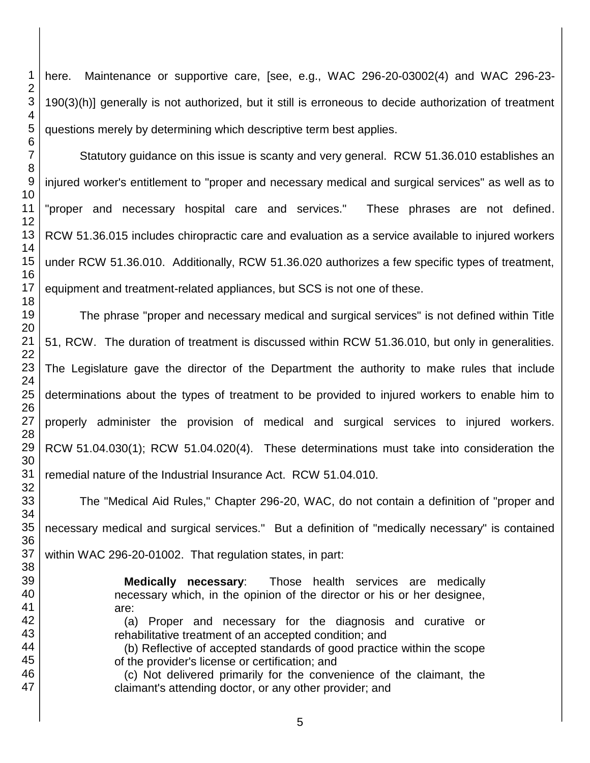here. Maintenance or supportive care, [see, e.g., WAC 296-20-03002(4) and WAC 296-23-190(3)(h)] generally is not authorized, but it still is erroneous to decide authorization of treatment questions merely by determining which descriptive term best applies.

Statutory guidance on this issue is scanty and very general. RCW 51.36.010 establishes an injured worker's entitlement to "proper and necessary medical and surgical services" as well as to "proper and necessary hospital care and services." These phrases are not defined. RCW 51.36.015 includes chiropractic care and evaluation as a service available to injured workers under RCW 51.36.010. Additionally, RCW 51.36.020 authorizes a few specific types of treatment, equipment and treatment-related appliances, but SCS is not one of these.

The phrase "proper and necessary medical and surgical services" is not defined within Title 51, RCW. The duration of treatment is discussed within RCW 51.36.010, but only in generalities. The Legislature gave the director of the Department the authority to make rules that include determinations about the types of treatment to be provided to injured workers to enable him to properly administer the provision of medical and surgical services to injured workers. RCW 51.04.030(1); RCW 51.04.020(4). These determinations must take into consideration the remedial nature of the Industrial Insurance Act. RCW 51.04.010.

The "Medical Aid Rules," Chapter 296-20, WAC, do not contain a definition of "proper and necessary medical and surgical services." But a definition of "medically necessary" is contained within WAC 296-20-01002. That regulation states, in part:

> **Medically necessary**: Those health services are medically necessary which, in the opinion of the director or his or her designee, are:
>
> (a) Proper and necessary for the diagnosis and curative or rehabilitative treatment of an accepted condition; and
>
> (b) Reflective of accepted standards of good practice within the scope of the provider's license or certification; and
>
> (c) Not delivered primarily for the convenience of the claimant, the claimant's attending doctor, or any other provider; and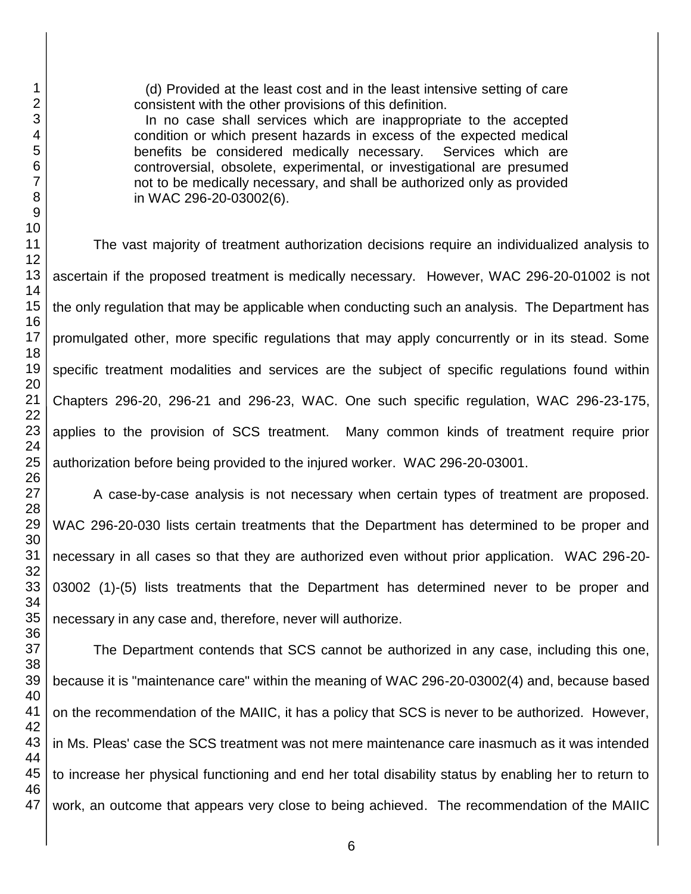> (d) Provided at the least cost and in the least intensive setting of care consistent with the other provisions of this definition.
>
> In no case shall services which are inappropriate to the accepted condition or which present hazards in excess of the expected medical benefits be considered medically necessary. Services which are controversial, obsolete, experimental, or investigational are presumed not to be medically necessary, and shall be authorized only as provided in WAC 296-20-03002(6).

The vast majority of treatment authorization decisions require an individualized analysis to ascertain if the proposed treatment is medically necessary. However, WAC 296-20-01002 is not the only regulation that may be applicable when conducting such an analysis. The Department has promulgated other, more specific regulations that may apply concurrently or in its stead. Some specific treatment modalities and services are the subject of specific regulations found within Chapters 296-20, 296-21 and 296-23, WAC. One such specific regulation, WAC 296-23-175, applies to the provision of SCS treatment. Many common kinds of treatment require prior authorization before being provided to the injured worker. WAC 296-20-03001.

A case-by-case analysis is not necessary when certain types of treatment are proposed. WAC 296-20-030 lists certain treatments that the Department has determined to be proper and necessary in all cases so that they are authorized even without prior application. WAC 296-20-03002 (1)-(5) lists treatments that the Department has determined never to be proper and necessary in any case and, therefore, never will authorize.

The Department contends that SCS cannot be authorized in any case, including this one, because it is "maintenance care" within the meaning of WAC 296-20-03002(4) and, because based on the recommendation of the MAIIC, it has a policy that SCS is never to be authorized. However, in Ms. Pleas' case the SCS treatment was not mere maintenance care inasmuch as it was intended to increase her physical functioning and end her total disability status by enabling her to return to work, an outcome that appears very close to being achieved. The recommendation of the MAIIC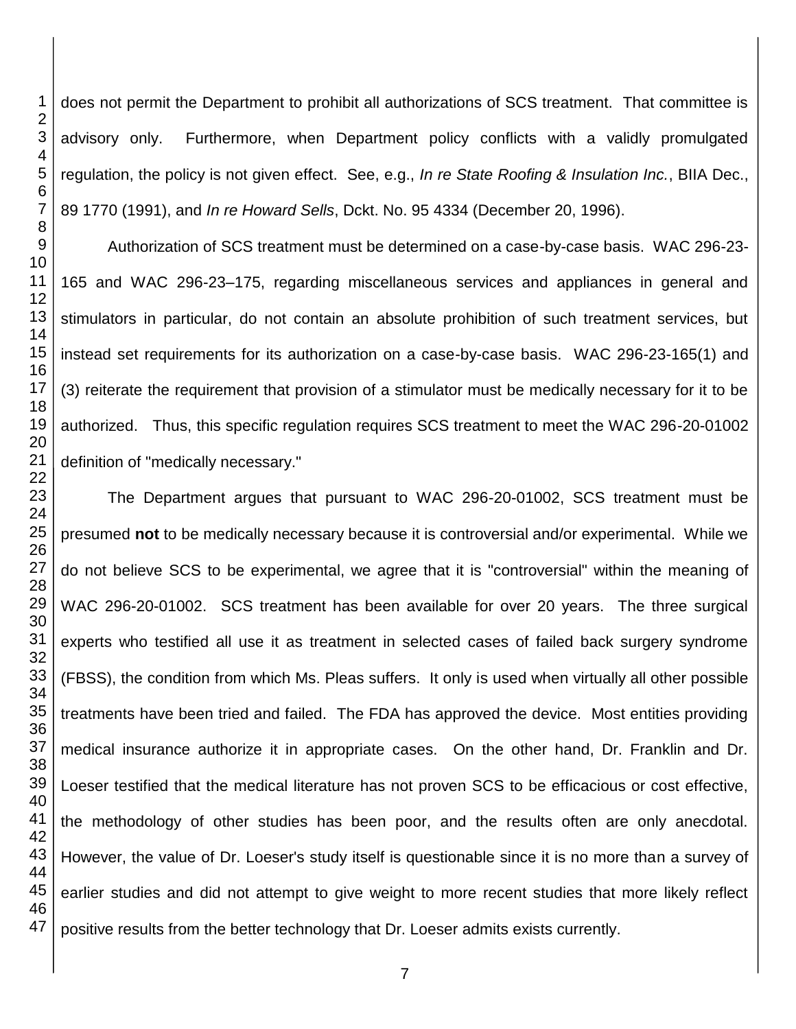does not permit the Department to prohibit all authorizations of SCS treatment. That committee is advisory only. Furthermore, when Department policy conflicts with a validly promulgated regulation, the policy is not given effect. See, e.g., *In re State Roofing & Insulation Inc.*, BIIA Dec., 89 1770 (1991), and *In re Howard Sells*, Dckt. No. 95 4334 (December 20, 1996).

Authorization of SCS treatment must be determined on a case-by-case basis. WAC 296-23-165 and WAC 296-23–175, regarding miscellaneous services and appliances in general and stimulators in particular, do not contain an absolute prohibition of such treatment services, but instead set requirements for its authorization on a case-by-case basis. WAC 296-23-165(1) and (3) reiterate the requirement that provision of a stimulator must be medically necessary for it to be authorized. Thus, this specific regulation requires SCS treatment to meet the WAC 296-20-01002 definition of "medically necessary."

The Department argues that pursuant to WAC 296-20-01002, SCS treatment must be presumed **not** to be medically necessary because it is controversial and/or experimental. While we do not believe SCS to be experimental, we agree that it is "controversial" within the meaning of WAC 296-20-01002. SCS treatment has been available for over 20 years. The three surgical experts who testified all use it as treatment in selected cases of failed back surgery syndrome (FBSS), the condition from which Ms. Pleas suffers. It only is used when virtually all other possible treatments have been tried and failed. The FDA has approved the device. Most entities providing medical insurance authorize it in appropriate cases. On the other hand, Dr. Franklin and Dr. Loeser testified that the medical literature has not proven SCS to be efficacious or cost effective, the methodology of other studies has been poor, and the results often are only anecdotal. However, the value of Dr. Loeser's study itself is questionable since it is no more than a survey of earlier studies and did not attempt to give weight to more recent studies that more likely reflect positive results from the better technology that Dr. Loeser admits exists currently.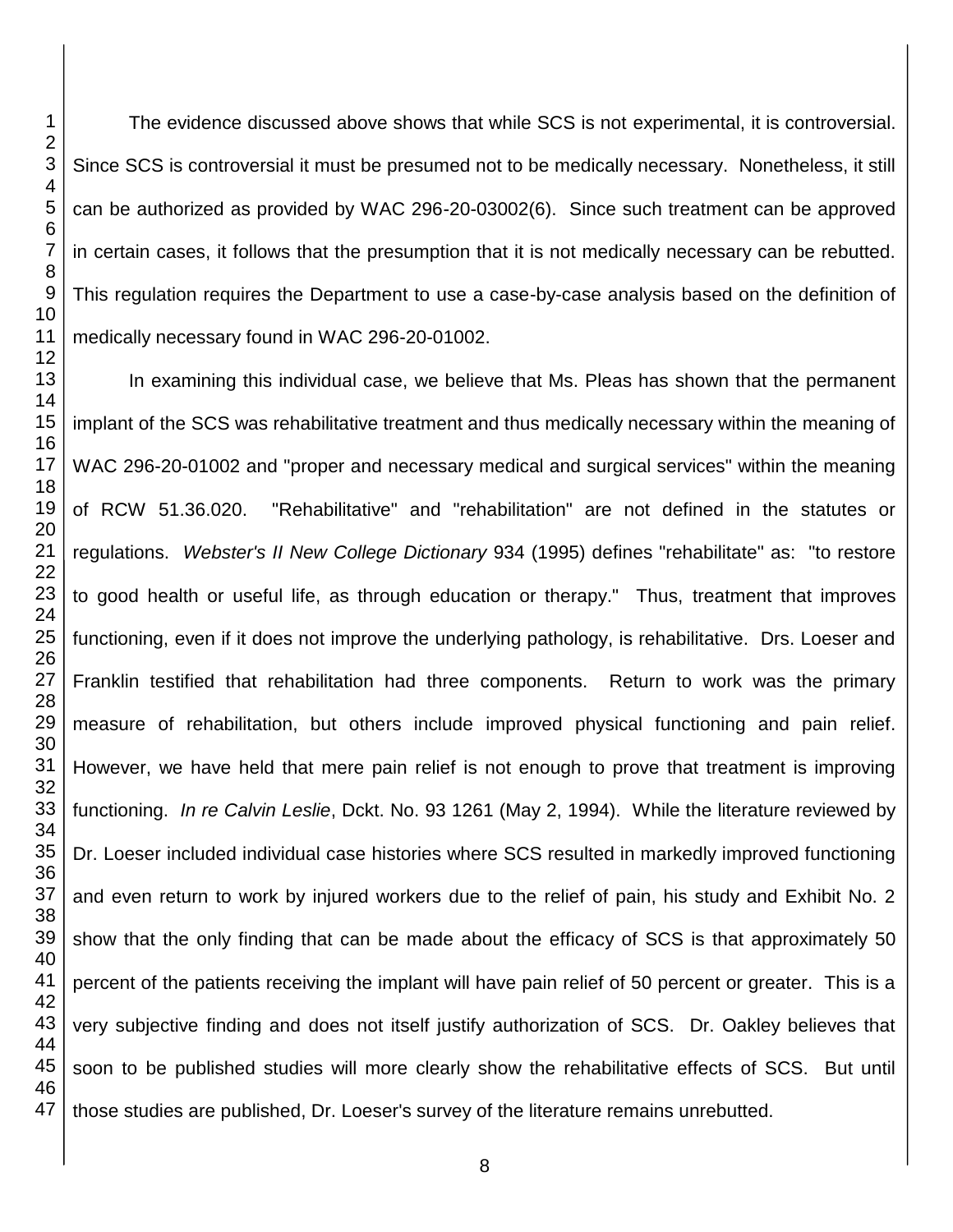The evidence discussed above shows that while SCS is not experimental, it is controversial. Since SCS is controversial it must be presumed not to be medically necessary. Nonetheless, it still can be authorized as provided by WAC 296-20-03002(6). Since such treatment can be approved in certain cases, it follows that the presumption that it is not medically necessary can be rebutted. This regulation requires the Department to use a case-by-case analysis based on the definition of medically necessary found in WAC 296-20-01002.

In examining this individual case, we believe that Ms. Pleas has shown that the permanent implant of the SCS was rehabilitative treatment and thus medically necessary within the meaning of WAC 296-20-01002 and "proper and necessary medical and surgical services" within the meaning of RCW 51.36.020. "Rehabilitative" and "rehabilitation" are not defined in the statutes or regulations. *Webster's II New College Dictionary* 934 (1995) defines "rehabilitate" as: "to restore to good health or useful life, as through education or therapy." Thus, treatment that improves functioning, even if it does not improve the underlying pathology, is rehabilitative. Drs. Loeser and Franklin testified that rehabilitation had three components. Return to work was the primary measure of rehabilitation, but others include improved physical functioning and pain relief. However, we have held that mere pain relief is not enough to prove that treatment is improving functioning. *In re Calvin Leslie*, Dckt. No. 93 1261 (May 2, 1994). While the literature reviewed by Dr. Loeser included individual case histories where SCS resulted in markedly improved functioning and even return to work by injured workers due to the relief of pain, his study and Exhibit No. 2 show that the only finding that can be made about the efficacy of SCS is that approximately 50 percent of the patients receiving the implant will have pain relief of 50 percent or greater. This is a very subjective finding and does not itself justify authorization of SCS. Dr. Oakley believes that soon to be published studies will more clearly show the rehabilitative effects of SCS. But until those studies are published, Dr. Loeser's survey of the literature remains unrebutted.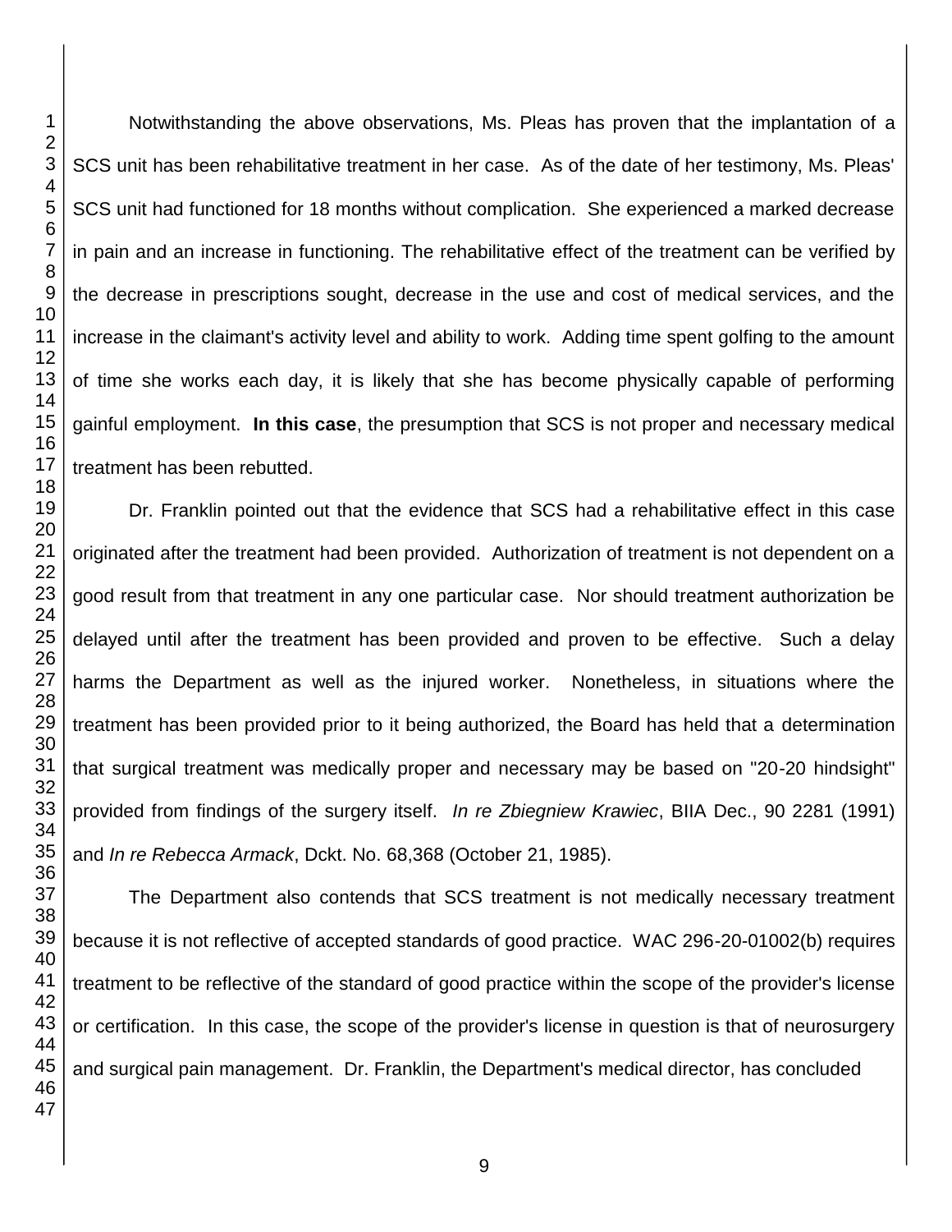Notwithstanding the above observations, Ms. Pleas has proven that the implantation of a SCS unit has been rehabilitative treatment in her case. As of the date of her testimony, Ms. Pleas' SCS unit had functioned for 18 months without complication. She experienced a marked decrease in pain and an increase in functioning. The rehabilitative effect of the treatment can be verified by the decrease in prescriptions sought, decrease in the use and cost of medical services, and the increase in the claimant's activity level and ability to work. Adding time spent golfing to the amount of time she works each day, it is likely that she has become physically capable of performing gainful employment. **In this case**, the presumption that SCS is not proper and necessary medical treatment has been rebutted.

Dr. Franklin pointed out that the evidence that SCS had a rehabilitative effect in this case originated after the treatment had been provided. Authorization of treatment is not dependent on a good result from that treatment in any one particular case. Nor should treatment authorization be delayed until after the treatment has been provided and proven to be effective. Such a delay harms the Department as well as the injured worker. Nonetheless, in situations where the treatment has been provided prior to it being authorized, the Board has held that a determination that surgical treatment was medically proper and necessary may be based on "20-20 hindsight" provided from findings of the surgery itself. *In re Zbiegniew Krawiec*, BIIA Dec., 90 2281 (1991) and *In re Rebecca Armack*, Dckt. No. 68,368 (October 21, 1985).

The Department also contends that SCS treatment is not medically necessary treatment because it is not reflective of accepted standards of good practice. WAC 296-20-01002(b) requires treatment to be reflective of the standard of good practice within the scope of the provider's license or certification. In this case, the scope of the provider's license in question is that of neurosurgery and surgical pain management. Dr. Franklin, the Department's medical director, has concluded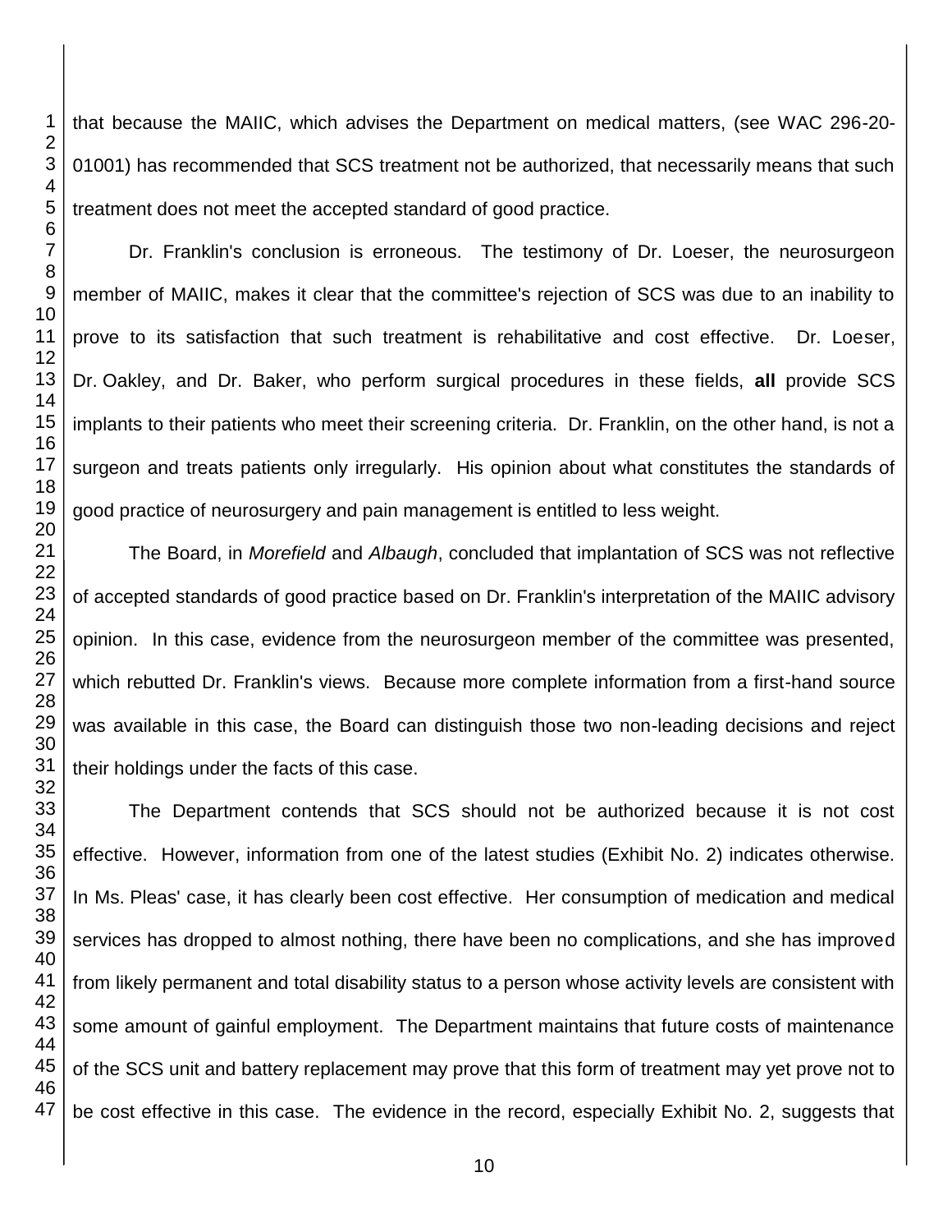that because the MAIIC, which advises the Department on medical matters, (see WAC 296-20-01001) has recommended that SCS treatment not be authorized, that necessarily means that such treatment does not meet the accepted standard of good practice.

Dr. Franklin's conclusion is erroneous. The testimony of Dr. Loeser, the neurosurgeon member of MAIIC, makes it clear that the committee's rejection of SCS was due to an inability to prove to its satisfaction that such treatment is rehabilitative and cost effective. Dr. Loeser, Dr. Oakley, and Dr. Baker, who perform surgical procedures in these fields, **all** provide SCS implants to their patients who meet their screening criteria. Dr. Franklin, on the other hand, is not a surgeon and treats patients only irregularly. His opinion about what constitutes the standards of good practice of neurosurgery and pain management is entitled to less weight.

The Board, in *Morefield* and *Albaugh*, concluded that implantation of SCS was not reflective of accepted standards of good practice based on Dr. Franklin's interpretation of the MAIIC advisory opinion. In this case, evidence from the neurosurgeon member of the committee was presented, which rebutted Dr. Franklin's views. Because more complete information from a first-hand source was available in this case, the Board can distinguish those two non-leading decisions and reject their holdings under the facts of this case.

The Department contends that SCS should not be authorized because it is not cost effective. However, information from one of the latest studies (Exhibit No. 2) indicates otherwise. In Ms. Pleas' case, it has clearly been cost effective. Her consumption of medication and medical services has dropped to almost nothing, there have been no complications, and she has improved from likely permanent and total disability status to a person whose activity levels are consistent with some amount of gainful employment. The Department maintains that future costs of maintenance of the SCS unit and battery replacement may prove that this form of treatment may yet prove not to be cost effective in this case. The evidence in the record, especially Exhibit No. 2, suggests that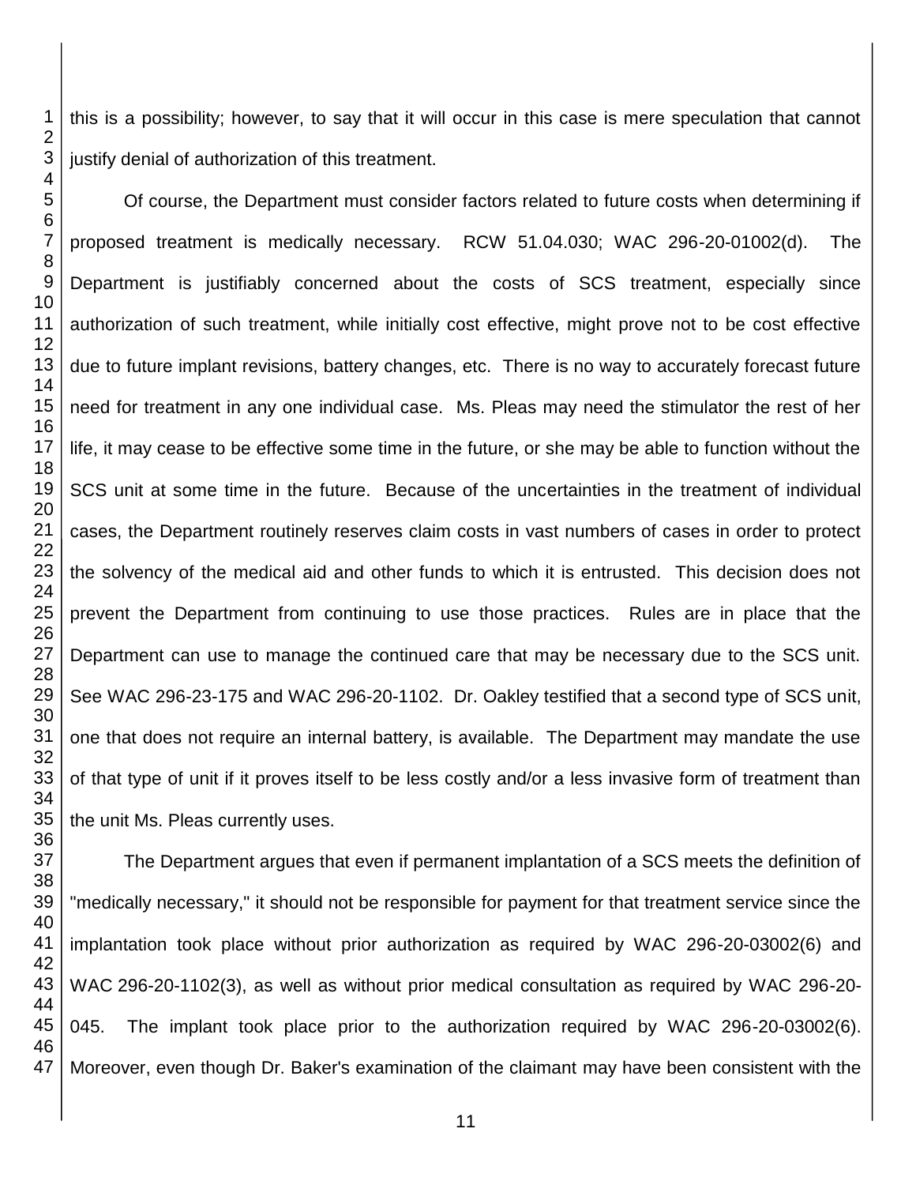this is a possibility; however, to say that it will occur in this case is mere speculation that cannot justify denial of authorization of this treatment.

Of course, the Department must consider factors related to future costs when determining if proposed treatment is medically necessary. RCW 51.04.030; WAC 296-20-01002(d). The Department is justifiably concerned about the costs of SCS treatment, especially since authorization of such treatment, while initially cost effective, might prove not to be cost effective due to future implant revisions, battery changes, etc. There is no way to accurately forecast future need for treatment in any one individual case. Ms. Pleas may need the stimulator the rest of her life, it may cease to be effective some time in the future, or she may be able to function without the SCS unit at some time in the future. Because of the uncertainties in the treatment of individual cases, the Department routinely reserves claim costs in vast numbers of cases in order to protect the solvency of the medical aid and other funds to which it is entrusted. This decision does not prevent the Department from continuing to use those practices. Rules are in place that the Department can use to manage the continued care that may be necessary due to the SCS unit. See WAC 296-23-175 and WAC 296-20-1102. Dr. Oakley testified that a second type of SCS unit, one that does not require an internal battery, is available. The Department may mandate the use of that type of unit if it proves itself to be less costly and/or a less invasive form of treatment than the unit Ms. Pleas currently uses.

The Department argues that even if permanent implantation of a SCS meets the definition of "medically necessary," it should not be responsible for payment for that treatment service since the implantation took place without prior authorization as required by WAC 296-20-03002(6) and WAC 296-20-1102(3), as well as without prior medical consultation as required by WAC 296-20-045. The implant took place prior to the authorization required by WAC 296-20-03002(6). Moreover, even though Dr. Baker's examination of the claimant may have been consistent with the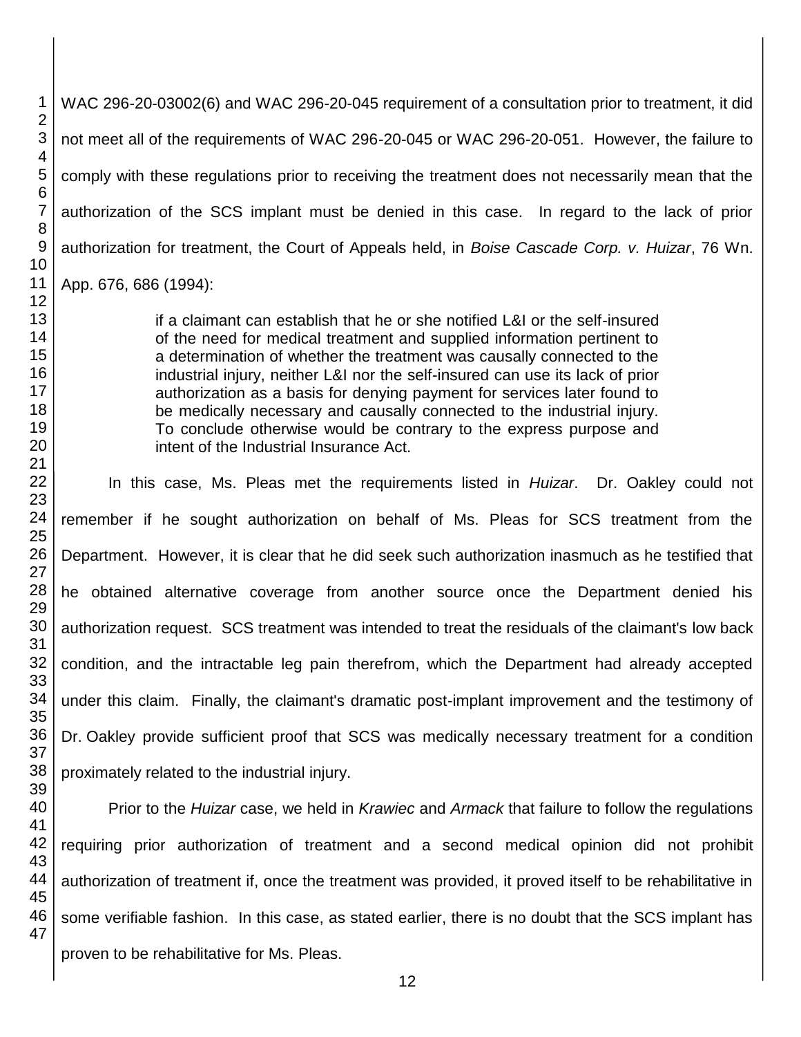WAC 296-20-03002(6) and WAC 296-20-045 requirement of a consultation prior to treatment, it did not meet all of the requirements of WAC 296-20-045 or WAC 296-20-051. However, the failure to comply with these regulations prior to receiving the treatment does not necessarily mean that the authorization of the SCS implant must be denied in this case. In regard to the lack of prior authorization for treatment, the Court of Appeals held, in *Boise Cascade Corp. v. Huizar*, 76 Wn. App. 676, 686 (1994):

> if a claimant can establish that he or she notified L&I or the self-insured of the need for medical treatment and supplied information pertinent to a determination of whether the treatment was causally connected to the industrial injury, neither L&I nor the self-insured can use its lack of prior authorization as a basis for denying payment for services later found to be medically necessary and causally connected to the industrial injury. To conclude otherwise would be contrary to the express purpose and intent of the Industrial Insurance Act.

In this case, Ms. Pleas met the requirements listed in *Huizar*. Dr. Oakley could not remember if he sought authorization on behalf of Ms. Pleas for SCS treatment from the Department. However, it is clear that he did seek such authorization inasmuch as he testified that he obtained alternative coverage from another source once the Department denied his authorization request. SCS treatment was intended to treat the residuals of the claimant's low back condition, and the intractable leg pain therefrom, which the Department had already accepted under this claim. Finally, the claimant's dramatic post-implant improvement and the testimony of Dr. Oakley provide sufficient proof that SCS was medically necessary treatment for a condition proximately related to the industrial injury.

Prior to the *Huizar* case, we held in *Krawiec* and *Armack* that failure to follow the regulations requiring prior authorization of treatment and a second medical opinion did not prohibit authorization of treatment if, once the treatment was provided, it proved itself to be rehabilitative in some verifiable fashion. In this case, as stated earlier, there is no doubt that the SCS implant has proven to be rehabilitative for Ms. Pleas.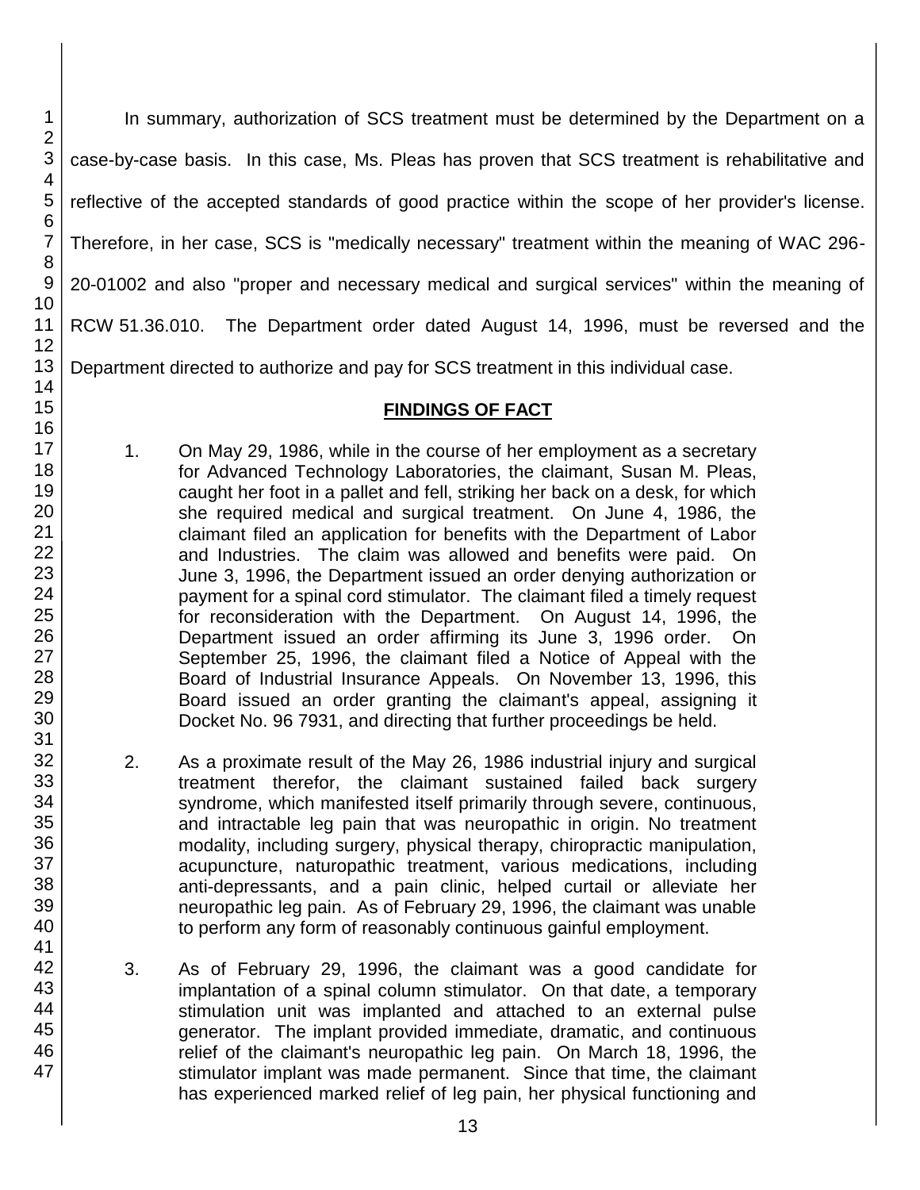In summary, authorization of SCS treatment must be determined by the Department on a case-by-case basis. In this case, Ms. Pleas has proven that SCS treatment is rehabilitative and reflective of the accepted standards of good practice within the scope of her provider's license. Therefore, in her case, SCS is "medically necessary" treatment within the meaning of WAC 296-20-01002 and also "proper and necessary medical and surgical services" within the meaning of RCW 51.36.010. The Department order dated August 14, 1996, must be reversed and the Department directed to authorize and pay for SCS treatment in this individual case.

## FINDINGS OF FACT

1. On May 29, 1986, while in the course of her employment as a secretary for Advanced Technology Laboratories, the claimant, Susan M. Pleas, caught her foot in a pallet and fell, striking her back on a desk, for which she required medical and surgical treatment. On June 4, 1986, the claimant filed an application for benefits with the Department of Labor and Industries. The claim was allowed and benefits were paid. On June 3, 1996, the Department issued an order denying authorization or payment for a spinal cord stimulator. The claimant filed a timely request for reconsideration with the Department. On August 14, 1996, the Department issued an order affirming its June 3, 1996 order. On September 25, 1996, the claimant filed a Notice of Appeal with the Board of Industrial Insurance Appeals. On November 13, 1996, this Board issued an order granting the claimant's appeal, assigning it Docket No. 96 7931, and directing that further proceedings be held.

2. As a proximate result of the May 26, 1986 industrial injury and surgical treatment therefor, the claimant sustained failed back surgery syndrome, which manifested itself primarily through severe, continuous, and intractable leg pain that was neuropathic in origin. No treatment modality, including surgery, physical therapy, chiropractic manipulation, acupuncture, naturopathic treatment, various medications, including anti-depressants, and a pain clinic, helped curtail or alleviate her neuropathic leg pain. As of February 29, 1996, the claimant was unable to perform any form of reasonably continuous gainful employment.

3. As of February 29, 1996, the claimant was a good candidate for implantation of a spinal column stimulator. On that date, a temporary stimulation unit was implanted and attached to an external pulse generator. The implant provided immediate, dramatic, and continuous relief of the claimant's neuropathic leg pain. On March 18, 1996, the stimulator implant was made permanent. Since that time, the claimant has experienced marked relief of leg pain, her physical functioning and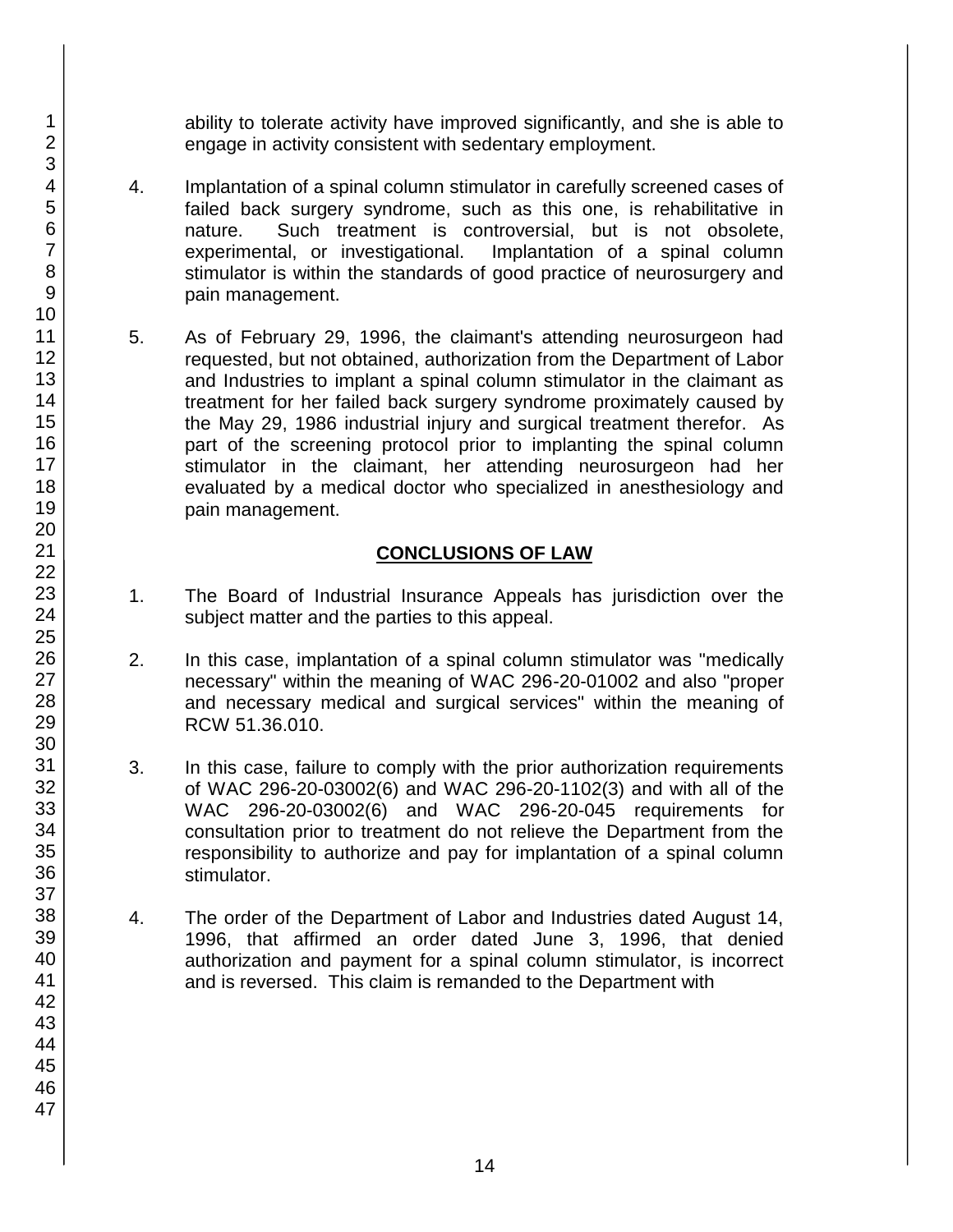ability to tolerate activity have improved significantly, and she is able to engage in activity consistent with sedentary employment.

4. Implantation of a spinal column stimulator in carefully screened cases of failed back surgery syndrome, such as this one, is rehabilitative in nature. Such treatment is controversial, but is not obsolete, experimental, or investigational. Implantation of a spinal column stimulator is within the standards of good practice of neurosurgery and pain management.

5. As of February 29, 1996, the claimant's attending neurosurgeon had requested, but not obtained, authorization from the Department of Labor and Industries to implant a spinal column stimulator in the claimant as treatment for her failed back surgery syndrome proximately caused by the May 29, 1986 industrial injury and surgical treatment therefor. As part of the screening protocol prior to implanting the spinal column stimulator in the claimant, her attending neurosurgeon had her evaluated by a medical doctor who specialized in anesthesiology and pain management.

## CONCLUSIONS OF LAW

1. The Board of Industrial Insurance Appeals has jurisdiction over the subject matter and the parties to this appeal.

2. In this case, implantation of a spinal column stimulator was "medically necessary" within the meaning of WAC 296-20-01002 and also "proper and necessary medical and surgical services" within the meaning of RCW 51.36.010.

3. In this case, failure to comply with the prior authorization requirements of WAC 296-20-03002(6) and WAC 296-20-1102(3) and with all of the WAC 296-20-03002(6) and WAC 296-20-045 requirements for consultation prior to treatment do not relieve the Department from the responsibility to authorize and pay for implantation of a spinal column stimulator.

4. The order of the Department of Labor and Industries dated August 14, 1996, that affirmed an order dated June 3, 1996, that denied authorization and payment for a spinal column stimulator, is incorrect and is reversed. This claim is remanded to the Department with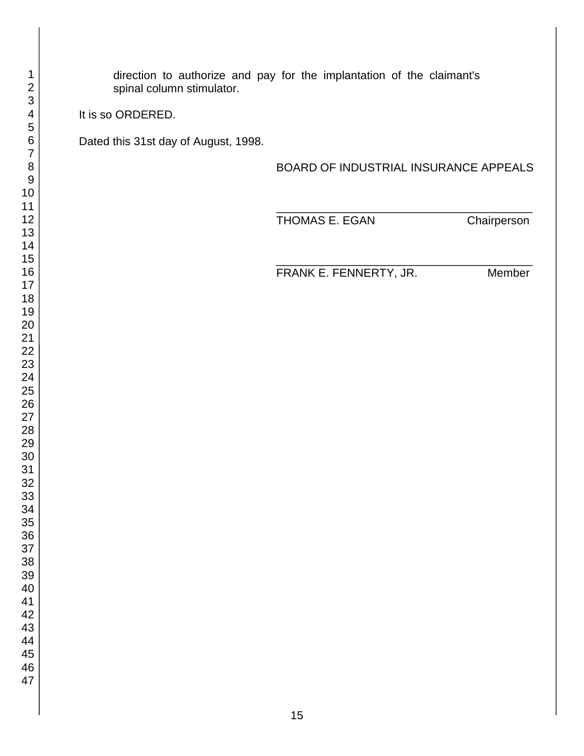direction to authorize and pay for the implantation of the claimant's spinal column stimulator.

It is so ORDERED.

Dated this 31st day of August, 1998.

BOARD OF INDUSTRIAL INSURANCE APPEALS

\_\_\_\_\_\_\_\_\_\_\_\_\_\_\_\_\_\_\_\_\_\_\_\_\_\_\_\_\_\_\_\_\_\_\_\_\_\_\_\_\_\_
THOMAS E. EGAN Chairperson

\_\_\_\_\_\_\_\_\_\_\_\_\_\_\_\_\_\_\_\_\_\_\_\_\_\_\_\_\_\_\_\_\_\_\_\_\_\_\_\_\_\_
FRANK E. FENNERTY, JR. Member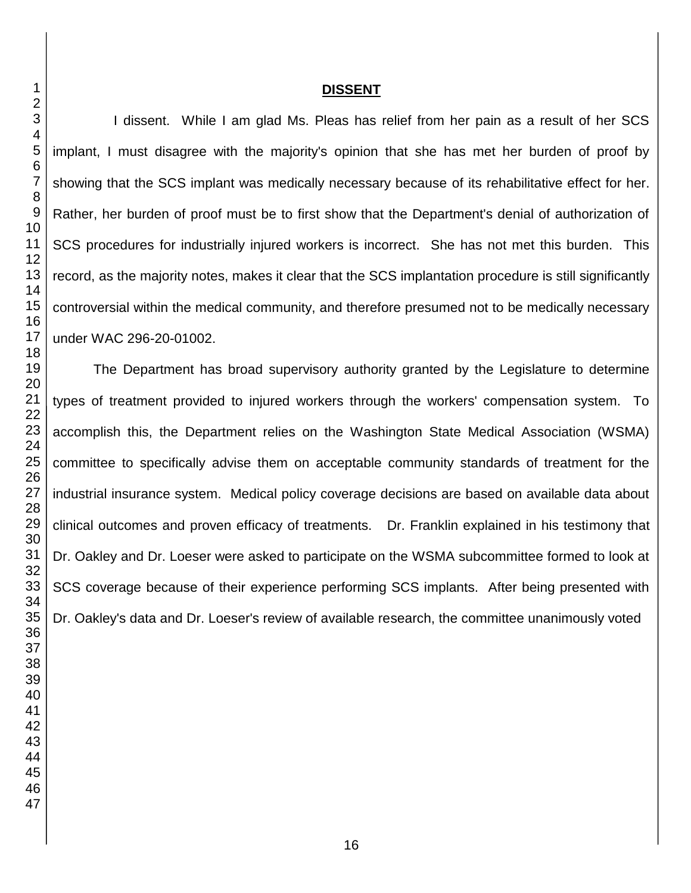**DISSENT**

I dissent. While I am glad Ms. Pleas has relief from her pain as a result of her SCS implant, I must disagree with the majority's opinion that she has met her burden of proof by showing that the SCS implant was medically necessary because of its rehabilitative effect for her. Rather, her burden of proof must be to first show that the Department's denial of authorization of SCS procedures for industrially injured workers is incorrect. She has not met this burden. This record, as the majority notes, makes it clear that the SCS implantation procedure is still significantly controversial within the medical community, and therefore presumed not to be medically necessary under WAC 296-20-01002.

The Department has broad supervisory authority granted by the Legislature to determine types of treatment provided to injured workers through the workers' compensation system. To accomplish this, the Department relies on the Washington State Medical Association (WSMA) committee to specifically advise them on acceptable community standards of treatment for the industrial insurance system. Medical policy coverage decisions are based on available data about clinical outcomes and proven efficacy of treatments. Dr. Franklin explained in his testimony that Dr. Oakley and Dr. Loeser were asked to participate on the WSMA subcommittee formed to look at SCS coverage because of their experience performing SCS implants. After being presented with Dr. Oakley's data and Dr. Loeser's review of available research, the committee unanimously voted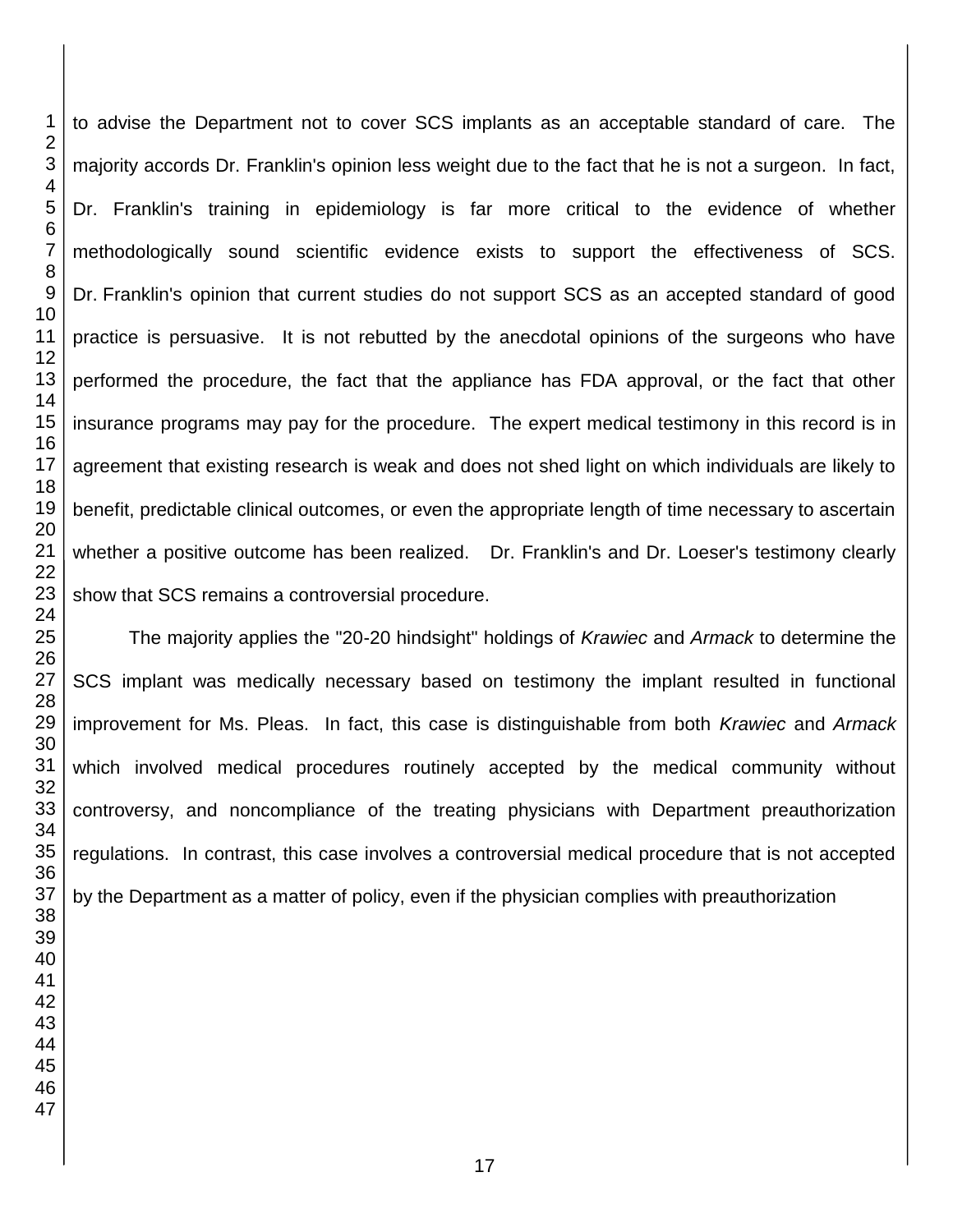to advise the Department not to cover SCS implants as an acceptable standard of care. The majority accords Dr. Franklin's opinion less weight due to the fact that he is not a surgeon. In fact, Dr. Franklin's training in epidemiology is far more critical to the evidence of whether methodologically sound scientific evidence exists to support the effectiveness of SCS. Dr. Franklin's opinion that current studies do not support SCS as an accepted standard of good practice is persuasive. It is not rebutted by the anecdotal opinions of the surgeons who have performed the procedure, the fact that the appliance has FDA approval, or the fact that other insurance programs may pay for the procedure. The expert medical testimony in this record is in agreement that existing research is weak and does not shed light on which individuals are likely to benefit, predictable clinical outcomes, or even the appropriate length of time necessary to ascertain whether a positive outcome has been realized. Dr. Franklin's and Dr. Loeser's testimony clearly show that SCS remains a controversial procedure.

The majority applies the "20-20 hindsight" holdings of *Krawiec* and *Armack* to determine the SCS implant was medically necessary based on testimony the implant resulted in functional improvement for Ms. Pleas. In fact, this case is distinguishable from both *Krawiec* and *Armack* which involved medical procedures routinely accepted by the medical community without controversy, and noncompliance of the treating physicians with Department preauthorization regulations. In contrast, this case involves a controversial medical procedure that is not accepted by the Department as a matter of policy, even if the physician complies with preauthorization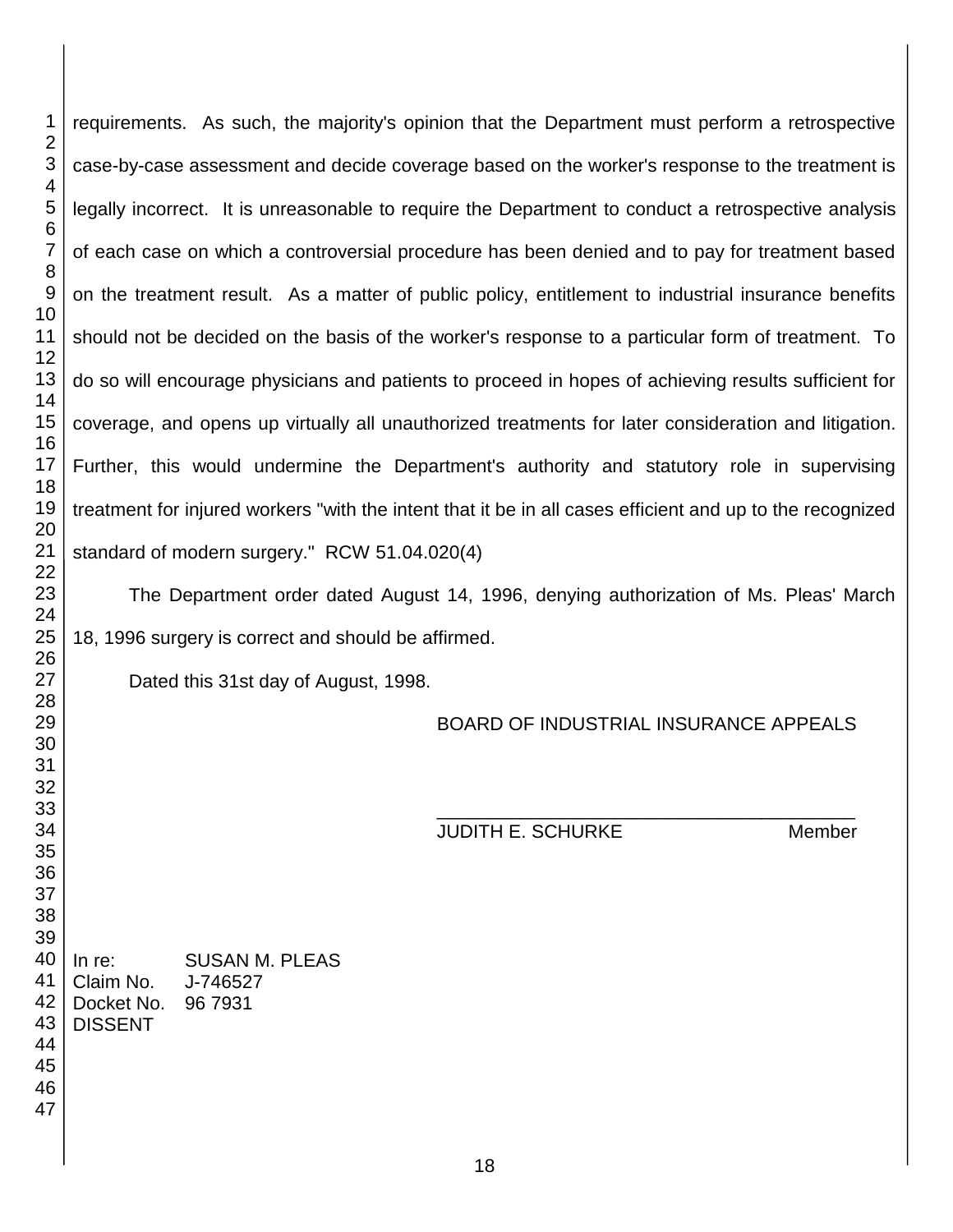requirements. As such, the majority's opinion that the Department must perform a retrospective case-by-case assessment and decide coverage based on the worker's response to the treatment is legally incorrect. It is unreasonable to require the Department to conduct a retrospective analysis of each case on which a controversial procedure has been denied and to pay for treatment based on the treatment result. As a matter of public policy, entitlement to industrial insurance benefits should not be decided on the basis of the worker's response to a particular form of treatment. To do so will encourage physicians and patients to proceed in hopes of achieving results sufficient for coverage, and opens up virtually all unauthorized treatments for later consideration and litigation. Further, this would undermine the Department's authority and statutory role in supervising treatment for injured workers "with the intent that it be in all cases efficient and up to the recognized standard of modern surgery." RCW 51.04.020(4)

The Department order dated August 14, 1996, denying authorization of Ms. Pleas' March 18, 1996 surgery is correct and should be affirmed.

Dated this 31st day of August, 1998.

BOARD OF INDUSTRIAL INSURANCE APPEALS

_________________________________________

JUDITH E. SCHURKE Member

In re: SUSAN M. PLEAS
Claim No. J-746527
Docket No. 96 7931
DISSENT